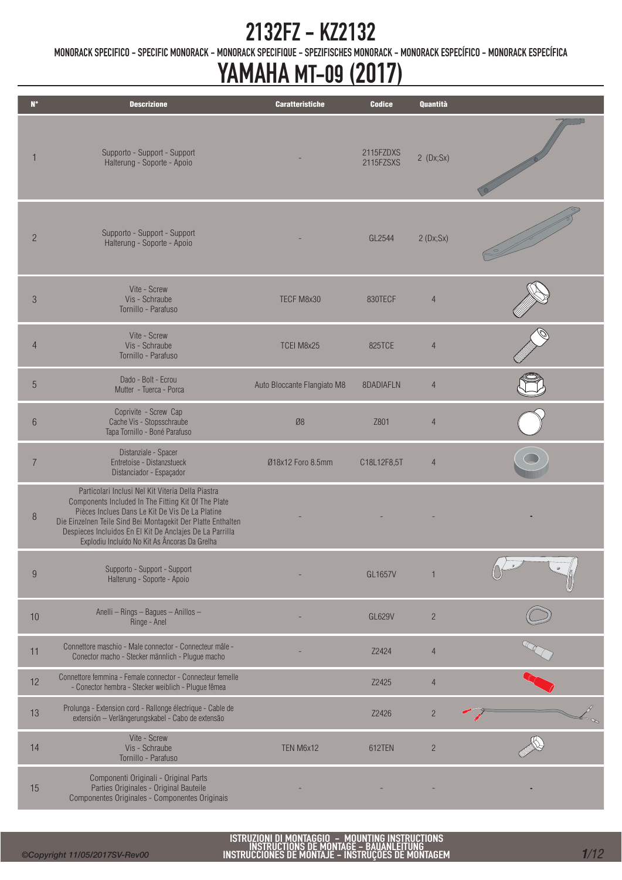# 2132FZ - KZ2132

MONORACK SPECIFICO - SPECIFIC MONORACK - MONORACK SPECIFIQUE - SPEZIFISCHES MONORACK - MONORACK ESPECÍFICO - MONORACK ESPECÍFICA

# YAMAHA MT-09 (2017)

| N° | Descrizione | Caratteristiche | Codice | Quantità | |
|---|---|---|---|---|---|
| 1 | Supporto - Support - Support<br>Halterung - Soporte - Apoio | - | 2115FZDXS<br>2115FZSXS | 2 (Dx;Sx) | |
| 2 | Supporto - Support - Support<br>Halterung - Soporte - Apoio | - | GL2544 | 2 (Dx;Sx) | |
| 3 | Vite - Screw<br>Vis - Schraube<br>Tornillo - Parafuso | TECF M8x30 | 830TECF | 4 | |
| 4 | Vite - Screw<br>Vis - Schraube<br>Tornillo - Parafuso | TCEI M8x25 | 825TCE | 4 | |
| 5 | Dado - Bolt - Ecrou<br>Mutter - Tuerca - Porca | Auto Bloccante Flangiato M8 | 8DADIAFLN | 4 | |
| 6 | Coprivite - Screw Cap<br>Cache Vis - Stopsschraube<br>Tapa Tornillo - Boné Parafuso | Ø8 | Z801 | 4 | |
| 7 | Distanziale - Spacer<br>Entretoise - Distanzstueck<br>Distanciador - Espaçador | Ø18x12 Foro 8.5mm | C18L12F8,5T | 4 | |
| 8 | Particolari Inclusi Nel Kit Viteria Della Piastra<br>Components Included In The Fitting Kit Of The Plate<br>Pièces Inclues Dans Le Kit De Vis De La Platine<br>Die Einzelnen Teile Sind Bei Montagekit Der Platte Enthalten<br>Despieces Incluidos En El Kit De Anclajes De La Parrilla<br>Explodiu Incluído No Kit As Âncoras Da Grelha | - | - | - | - |
| 9 | Supporto - Support - Support<br>Halterung - Soporte - Apoio | - | GL1657V | 1 | |
| 10 | Anelli – Rings – Bagues – Anillos –<br>Ringe - Anel | - | GL629V | 2 | |
| 11 | Connettore maschio - Male connector - Connecteur mâle -<br>Conector macho - Stecker männlich - Plugue macho | - | Z2424 | 4 | |
| 12 | Connettore femmina - Female connector - Connecteur femelle<br>- Conector hembra - Stecker weiblich - Plugue fêmea | | Z2425 | 4 | |
| 13 | Prolunga - Extension cord - Rallonge électrique - Cable de<br>extensión – Verlängerungskabel - Cabo de extensão | | Z2426 | 2 | |
| 14 | Vite - Screw<br>Vis - Schraube<br>Tornillo - Parafuso | TEN M6x12 | 612TEN | 2 | |
| 15 | Componenti Originali - Original Parts<br>Parties Originales - Original Bauteile<br>Componentes Originales - Componentes Originais | - | - | - | - |

ISTRUZIONI DI MONTAGGIO - MOUNTING INSTRUCTIONS
INSTRUCTIONS DE MONTAGE - BAUANLEITUNG
INSTRUCCIONES DE MONTAJE - INSTRUÇOES DE MONTAGEM

*©Copyright 11/05/2017SV-Rev00*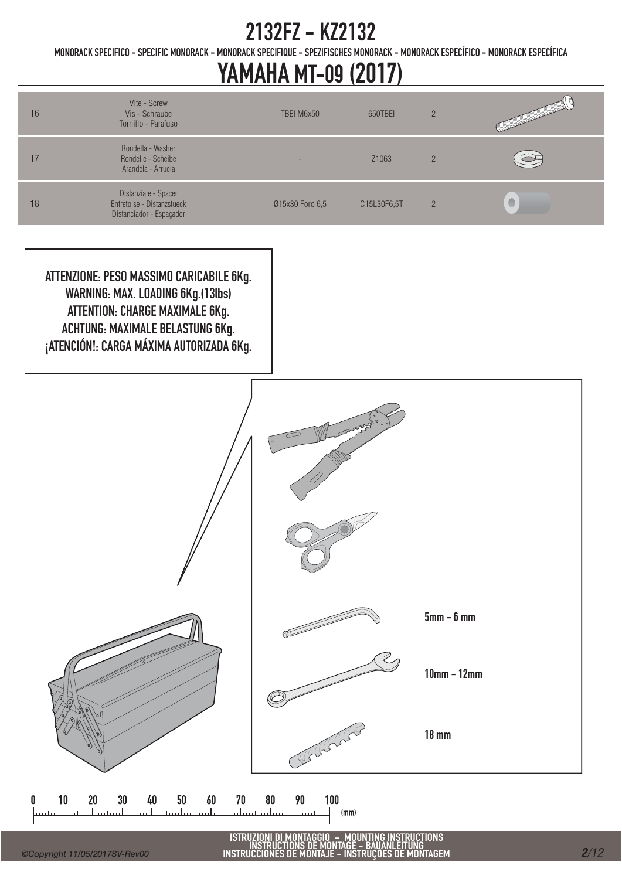# 2132FZ - KZ2132

MONORACK SPECIFICO - SPECIFIC MONORACK - MONORACK SPECIFIQUE - SPEZIFISCHES MONORACK - MONORACK ESPECÍFICO - MONORACK ESPECÍFICA

# YAMAHA MT-09 (2017)

| | | | | |
|---|---|---|---|---|
| 16 | Vite - Screw<br>Vis - Schraube<br>Tornillo - Parafuso | TBEI M6x50 | 650TBEI | 2 |
| 17 | Rondella - Washer<br>Rondelle - Scheibe<br>Arandela - Arruela | - | Z1063 | 2 |
| 18 | Distanziale - Spacer<br>Entretoise - Distanzstueck<br>Distanciador - Espaçador | Ø15x30 Foro 6,5 | C15L30F6,5T | 2 |

**ATTENZIONE: PESO MASSIMO CARICABILE 6Kg.**
**WARNING: MAX. LOADING 6Kg.(13lbs)**
**ATTENTION: CHARGE MAXIMALE 6Kg.**
**ACHTUNG: MAXIMALE BELASTUNG 6Kg.**
**¡ATENCIÓN!: CARGA MÁXIMA AUTORIZADA 6Kg.**

5mm - 6 mm

10mm - 12mm

18 mm

0 10 20 30 40 50 60 70 80 90 100 (mm)

ISTRUZIONI DI MONTAGGIO - MOUNTING INSTRUCTIONS
INSTRUCTIONS DE MONTAGE - BAUANLEITUNG
INSTRUCCIONES DE MONTAJE - INSTRUÇÕES DE MONTAGEM

©Copyright 11/05/2017SV-Rev00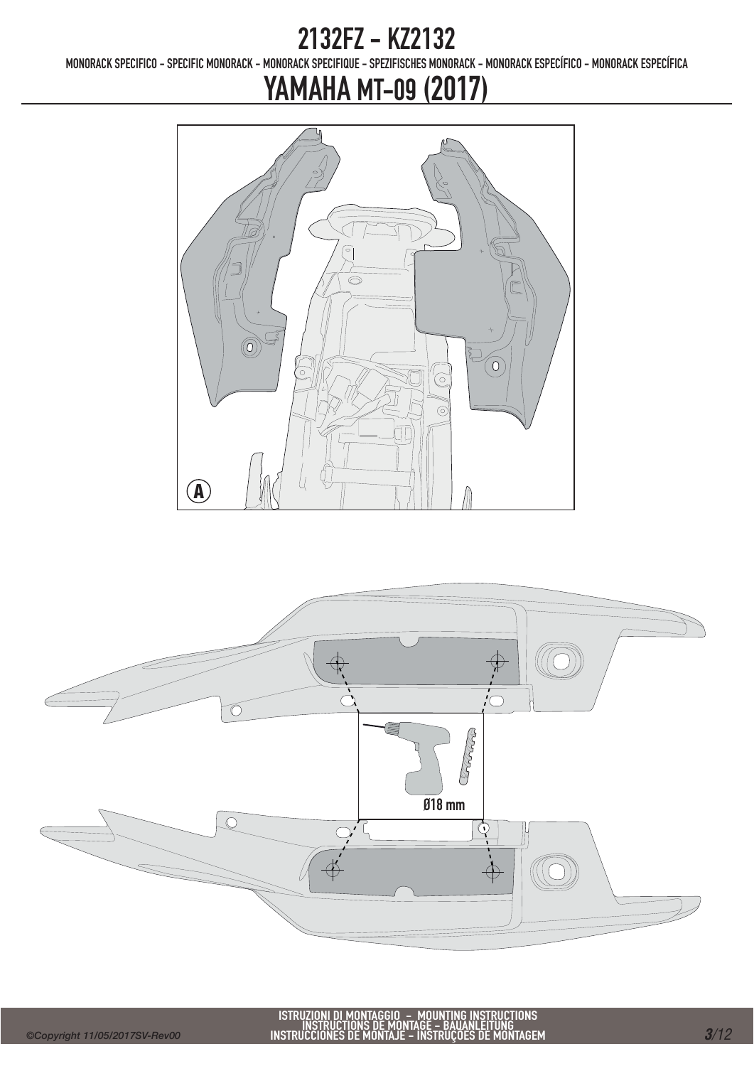# 2132FZ - KZ2132

MONORACK SPECIFICO - SPECIFIC MONORACK - MONORACK SPECIFIQUE - SPEZIFISCHES MONORACK - MONORACK ESPECÍFICO - MONORACK ESPECÍFICA

# YAMAHA MT-09 (2017)

A

Ø18 mm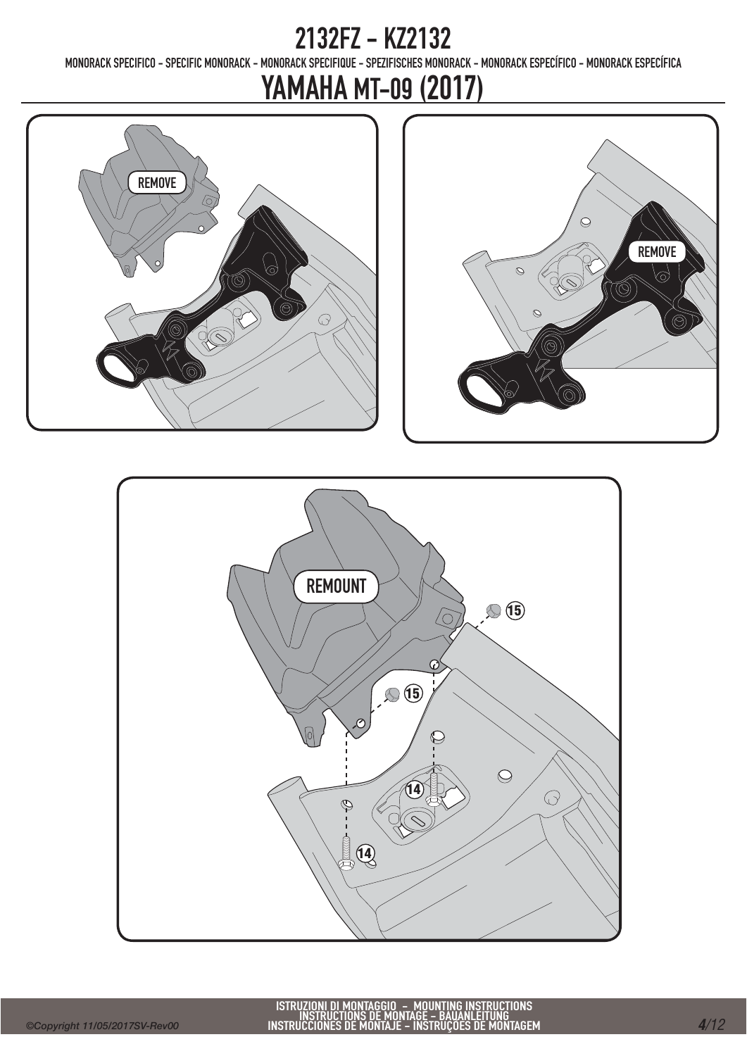# 2132FZ - KZ2132

MONORACK SPECIFICO - SPECIFIC MONORACK - MONORACK SPECIFIQUE - SPEZIFISCHES MONORACK - MONORACK ESPECÍFICO - MONORACK ESPECÍFICA

# YAMAHA MT-09 (2017)

REMOVE

REMOVE

REMOUNT

15

15

14

14

ISTRUZIONI DI MONTAGGIO - MOUNTING INSTRUCTIONS
INSTRUCTIONS DE MONTAGE - BAUANLEITUNG
INSTRUCCIONES DE MONTAJE - INSTRUÇOES DE MONTAGEM

©Copyright 11/05/2017SV-Rev00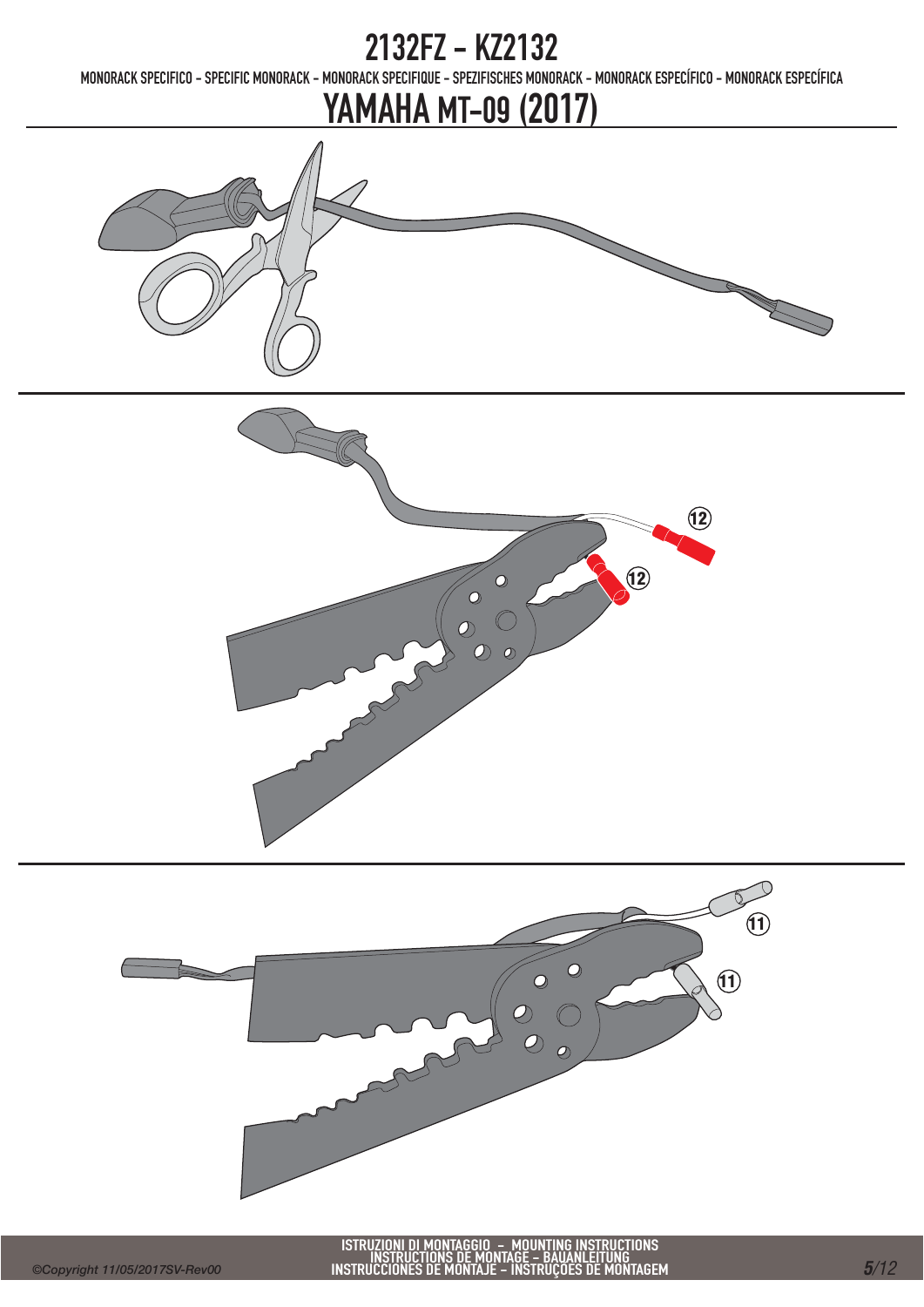# 2132FZ - KZ2132

MONORACK SPECIFICO - SPECIFIC MONORACK - MONORACK SPECIFIQUE - SPEZIFISCHES MONORACK - MONORACK ESPECÍFICO - MONORACK ESPECÍFICA

# YAMAHA MT-09 (2017)

12

12

11

11

ISTRUZIONI DI MONTAGGIO - MOUNTING INSTRUCTIONS
INSTRUCTIONS DE MONTAGE - BAUANLEITUNG
INSTRUCCIONES DE MONTAJE - INSTRUÇOES DE MONTAGEM

©Copyright 11/05/2017SV-Rev00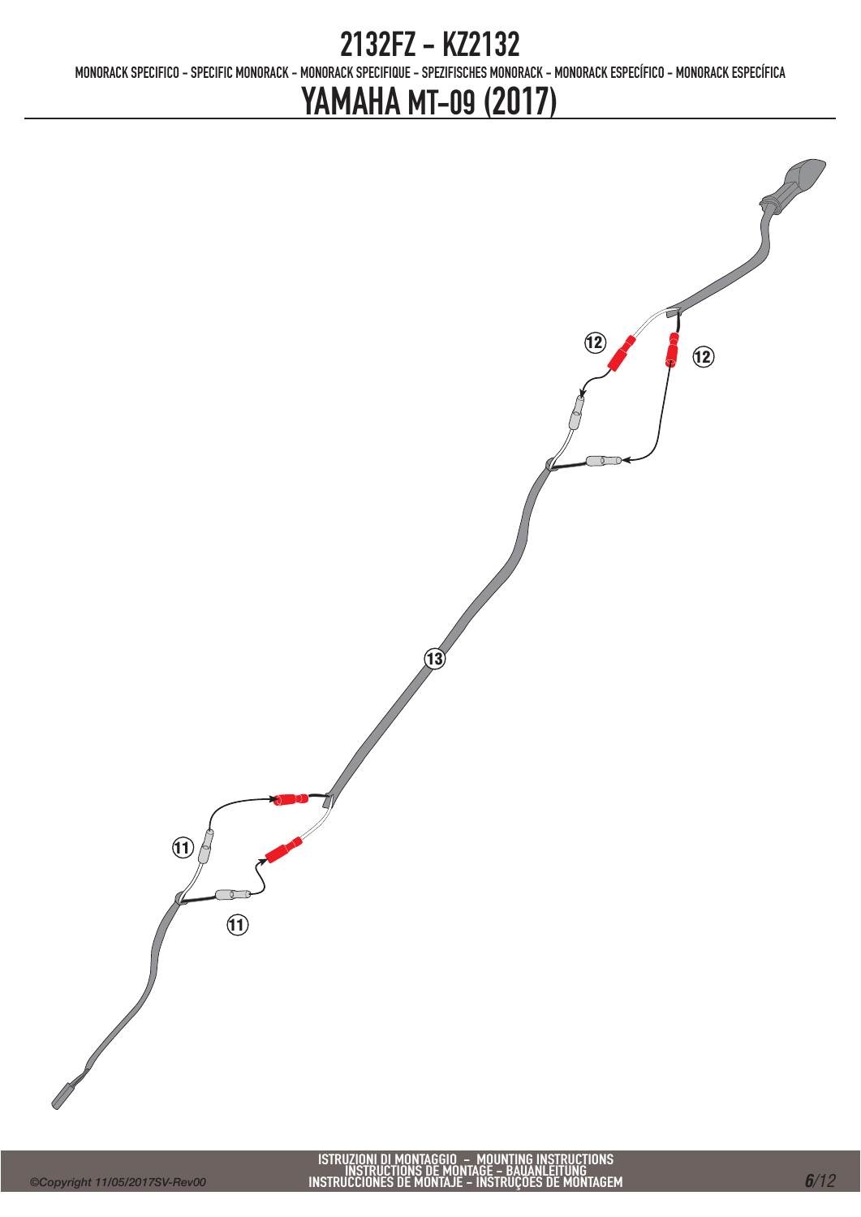# 2132FZ - KZ2132

MONORACK SPECIFICO - SPECIFIC MONORACK - MONORACK SPECIFIQUE - SPEZIFISCHES MONORACK - MONORACK ESPECÍFICO - MONORACK ESPECÍFICA

# YAMAHA MT-09 (2017)

12

12

13

11

11

ISTRUZIONI DI MONTAGGIO - MOUNTING INSTRUCTIONS
INSTRUCTIONS DE MONTAGE - BAUANLEITUNG
INSTRUCCIONES DE MONTAJE - INSTRUÇOES DE MONTAGEM

*©Copyright 11/05/2017SV-Rev00*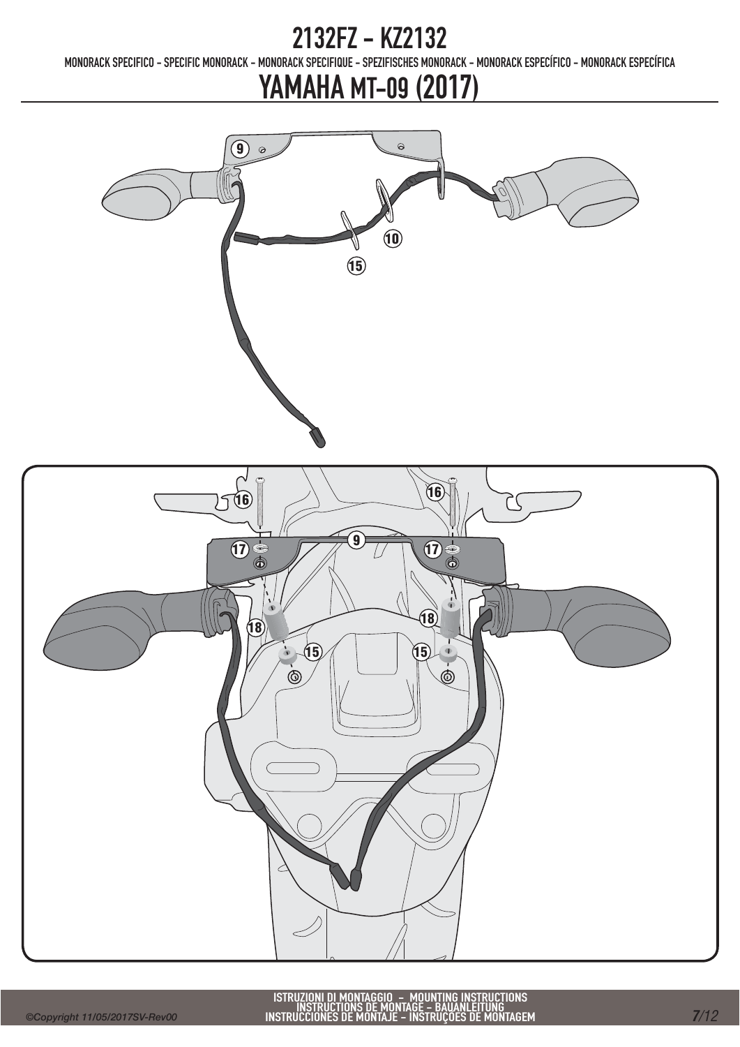# 2132FZ - KZ2132

MONORACK SPECIFICO - SPECIFIC MONORACK - MONORACK SPECIFIQUE - SPEZIFISCHES MONORACK - MONORACK ESPECÍFICO - MONORACK ESPECÍFICA

## YAMAHA MT-09 (2017)

9

10

15

16

16

9

17

17

18

18

15

15

ISTRUZIONI DI MONTAGGIO – MOUNTING INSTRUCTIONS
INSTRUCTIONS DE MONTAGE – BAUANLEITUNG
INSTRUCCIONES DE MONTAJE – INSTRUÇÕES DE MONTAGEM

©Copyright 11/05/2017SV-Rev00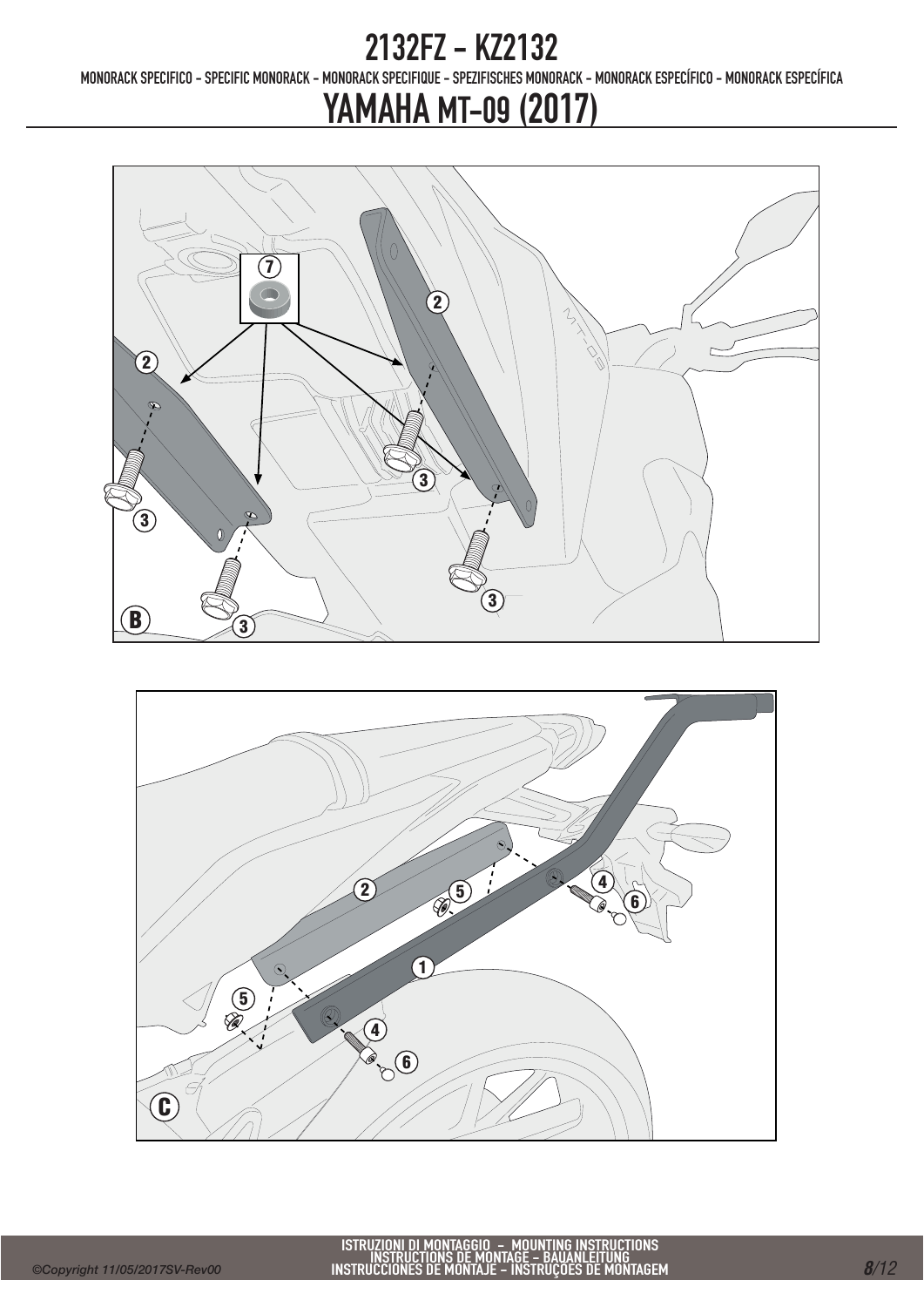# 2132FZ - KZ2132

MONORACK SPECIFICO - SPECIFIC MONORACK - MONORACK SPECIFIQUE - SPEZIFISCHES MONORACK - MONORACK ESPECÍFICO - MONORACK ESPECÍFICA

# YAMAHA MT-09 (2017)

ISTRUZIONI DI MONTAGGIO - MOUNTING INSTRUCTIONS
INSTRUCTIONS DE MONTAGE - BAUANLEITUNG
INSTRUCCIONES DE MONTAJE - INSTRUÇÕES DE MONTAGEM

*©Copyright 11/05/2017SV-Rev00*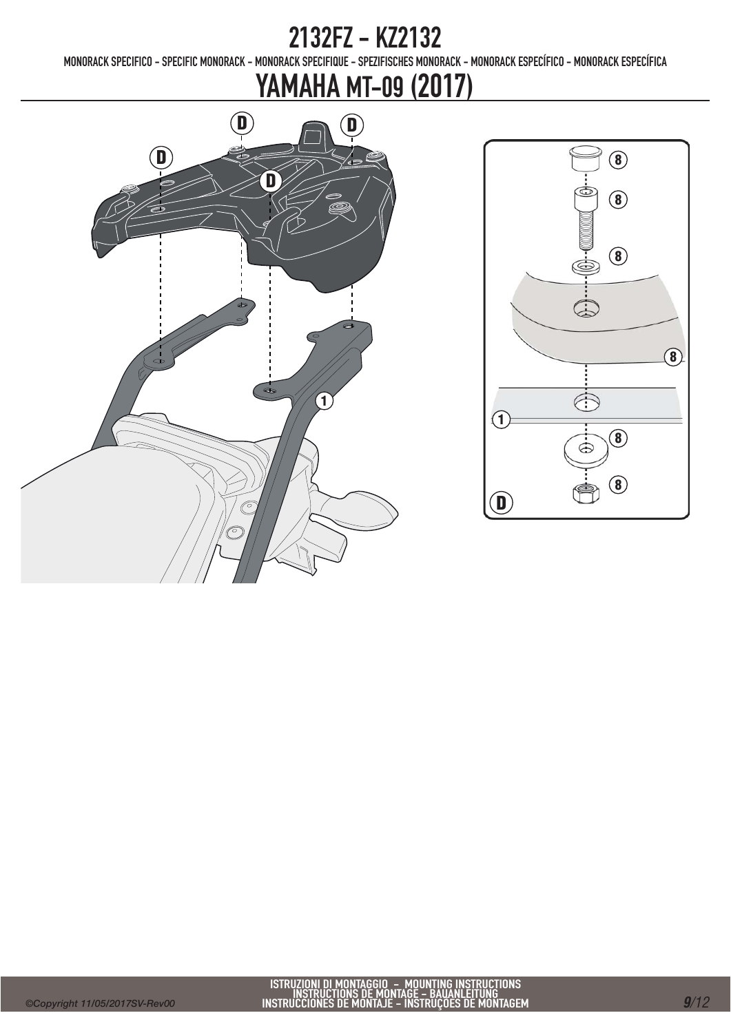# 2132FZ - KZ2132

MONORACK SPECIFICO - SPECIFIC MONORACK - MONORACK SPECIFIQUE - SPEZIFISCHES MONORACK - MONORACK ESPECÍFICO - MONORACK ESPECÍFICA

## YAMAHA MT-09 (2017)

D D D D 1

8 8 8 8 1 8 8 D

ISTRUZIONI DI MONTAGGIO – MOUNTING INSTRUCTIONS
INSTRUCTIONS DE MONTAGE – BAUANLEITUNG
INSTRUCCIONES DE MONTAJE – INSTRUÇOES DE MONTAGEM

©Copyright 11/05/2017SV-Rev00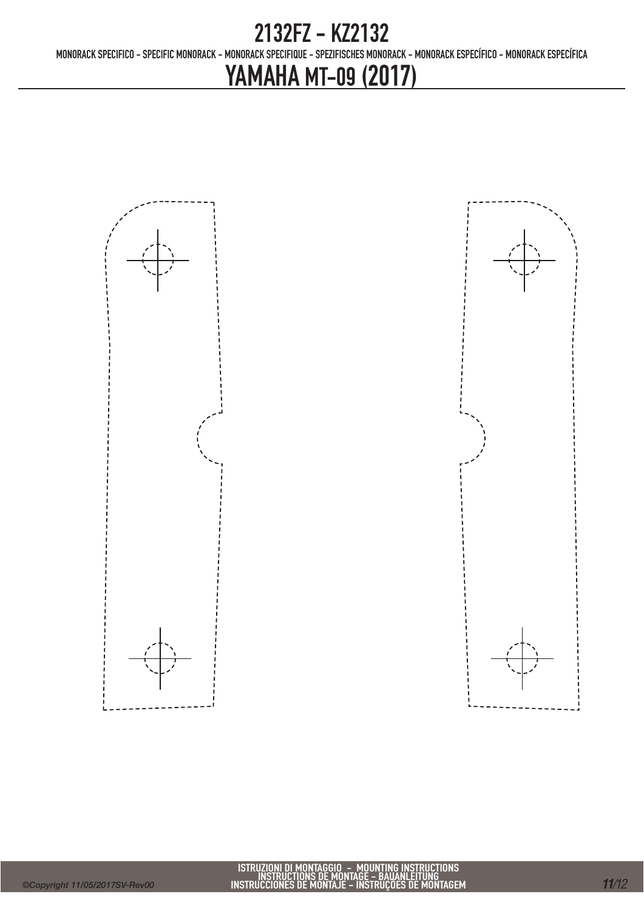# 2132FZ - KZ2132

MONORACK SPECIFICO - SPECIFIC MONORACK - MONORACK SPECIFIQUE - SPEZIFISCHES MONORACK - MONORACK ESPECÍFICO - MONORACK ESPECÍFICA

# YAMAHA MT-09 (2017)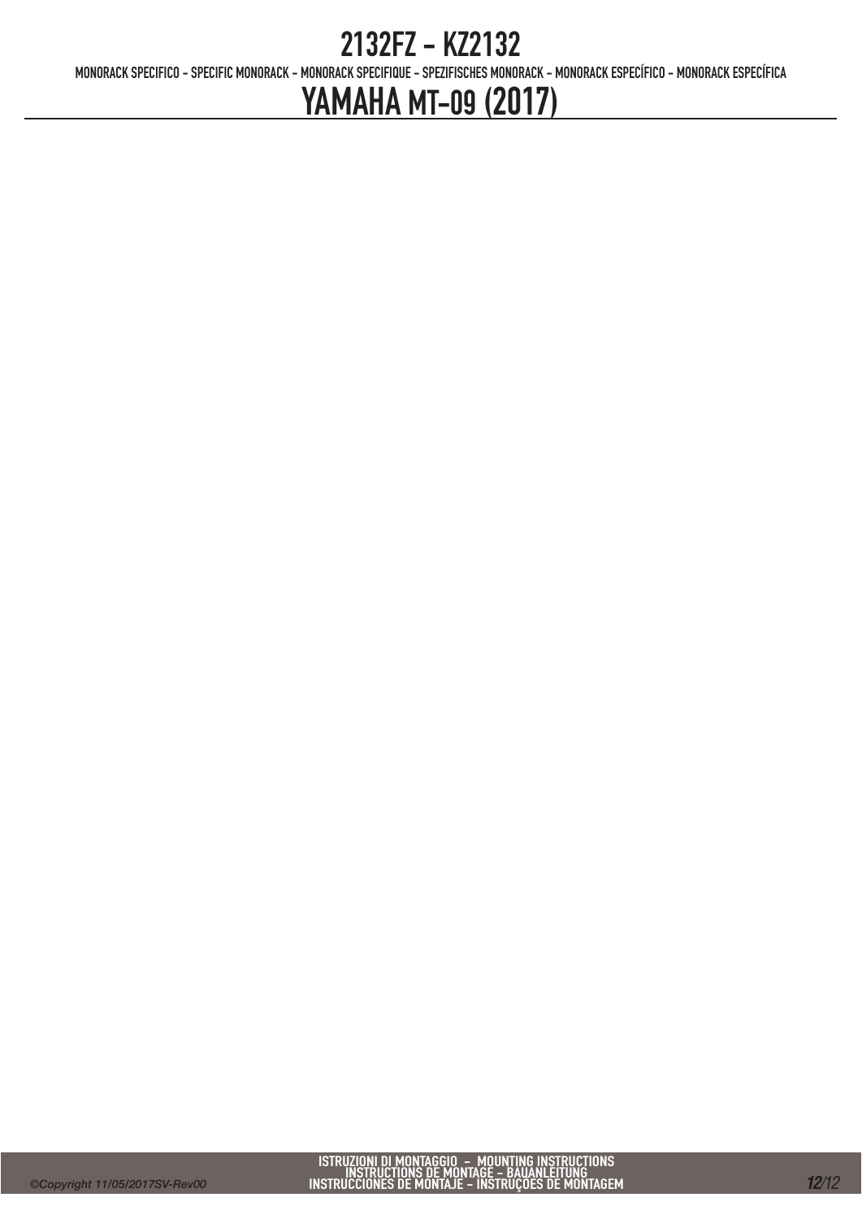# 2132FZ - KZ2132

MONORACK SPECIFICO - SPECIFIC MONORACK - MONORACK SPECIFIQUE - SPEZIFISCHES MONORACK - MONORACK ESPECÍFICO - MONORACK ESPECÍFICA

# YAMAHA MT-09 (2017)